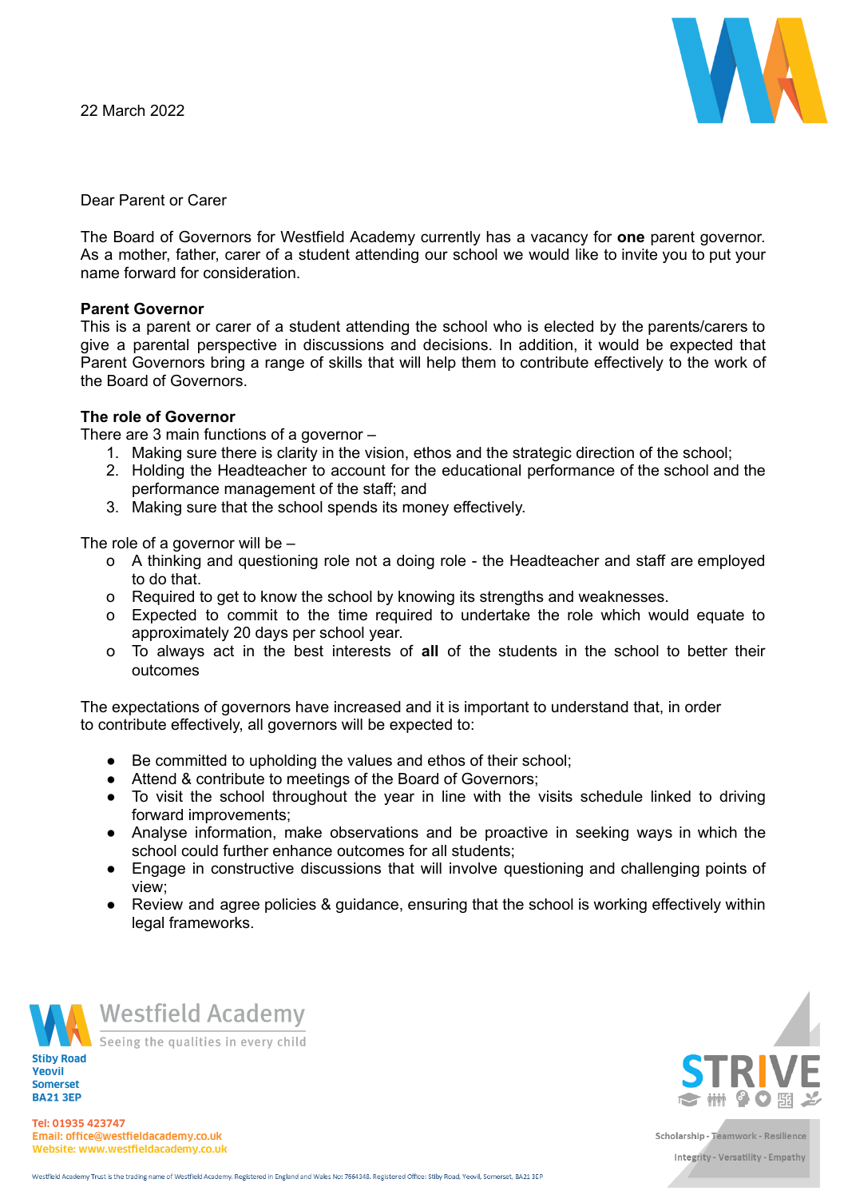22 March 2022

Dear Parent or Carer

The Board of Governors for Westfield Academy currently has a vacancy for **one** parent governor. As a mother, father, carer of a student attending our school we would like to invite you to put your name forward for consideration.

**Parent Governor**

This is a parent or carer of a student attending the school who is elected by the parents/carers to give a parental perspective in discussions and decisions. In addition, it would be expected that Parent Governors bring a range of skills that will help them to contribute effectively to the work of the Board of Governors.

**The role of Governor**

There are 3 main functions of a governor –

1. Making sure there is clarity in the vision, ethos and the strategic direction of the school;
2. Holding the Headteacher to account for the educational performance of the school and the performance management of the staff; and
3. Making sure that the school spends its money effectively.

The role of a governor will be –

- A thinking and questioning role not a doing role - the Headteacher and staff are employed to do that.
- Required to get to know the school by knowing its strengths and weaknesses.
- Expected to commit to the time required to undertake the role which would equate to approximately 20 days per school year.
- To always act in the best interests of **all** of the students in the school to better their outcomes

The expectations of governors have increased and it is important to understand that, in order to contribute effectively, all governors will be expected to:

- Be committed to upholding the values and ethos of their school;
- Attend & contribute to meetings of the Board of Governors;
- To visit the school throughout the year in line with the visits schedule linked to driving forward improvements;
- Analyse information, make observations and be proactive in seeking ways in which the school could further enhance outcomes for all students;
- Engage in constructive discussions that will involve questioning and challenging points of view;
- Review and agree policies & guidance, ensuring that the school is working effectively within legal frameworks.

Westfield Academy
Seeing the qualities in every child

Stiby Road
Yeovil
Somerset
BA21 3EP

Tel: 01935 423747
Email: office@westfieldacademy.co.uk
Website: www.westfieldacademy.co.uk

STRIVE
Scholarship - Teamwork - Resilience
Integrity - Versatility - Empathy

Westfield Academy Trust is the trading name of Westfield Academy. Registered in England and Wales No: 7664348. Registered Office: Stiby Road, Yeovil, Somerset, BA21 3EP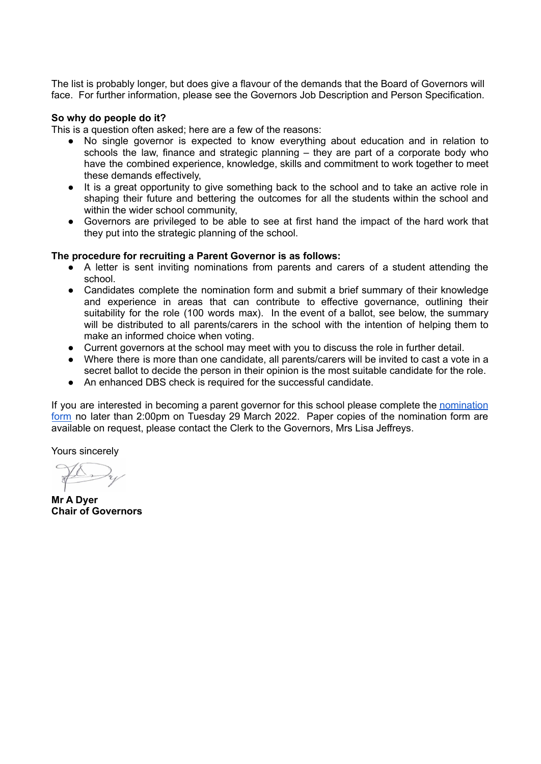The list is probably longer, but does give a flavour of the demands that the Board of Governors will face. For further information, please see the Governors Job Description and Person Specification.

**So why do people do it?**
This is a question often asked; here are a few of the reasons:

- No single governor is expected to know everything about education and in relation to schools the law, finance and strategic planning – they are part of a corporate body who have the combined experience, knowledge, skills and commitment to work together to meet these demands effectively,
- It is a great opportunity to give something back to the school and to take an active role in shaping their future and bettering the outcomes for all the students within the school and within the wider school community,
- Governors are privileged to be able to see at first hand the impact of the hard work that they put into the strategic planning of the school.

**The procedure for recruiting a Parent Governor is as follows:**

- A letter is sent inviting nominations from parents and carers of a student attending the school.
- Candidates complete the nomination form and submit a brief summary of their knowledge and experience in areas that can contribute to effective governance, outlining their suitability for the role (100 words max). In the event of a ballot, see below, the summary will be distributed to all parents/carers in the school with the intention of helping them to make an informed choice when voting.
- Current governors at the school may meet with you to discuss the role in further detail.
- Where there is more than one candidate, all parents/carers will be invited to cast a vote in a secret ballot to decide the person in their opinion is the most suitable candidate for the role.
- An enhanced DBS check is required for the successful candidate.

If you are interested in becoming a parent governor for this school please complete the nomination form no later than 2:00pm on Tuesday 29 March 2022. Paper copies of the nomination form are available on request, please contact the Clerk to the Governors, Mrs Lisa Jeffreys.

Yours sincerely

**Mr A Dyer**
**Chair of Governors**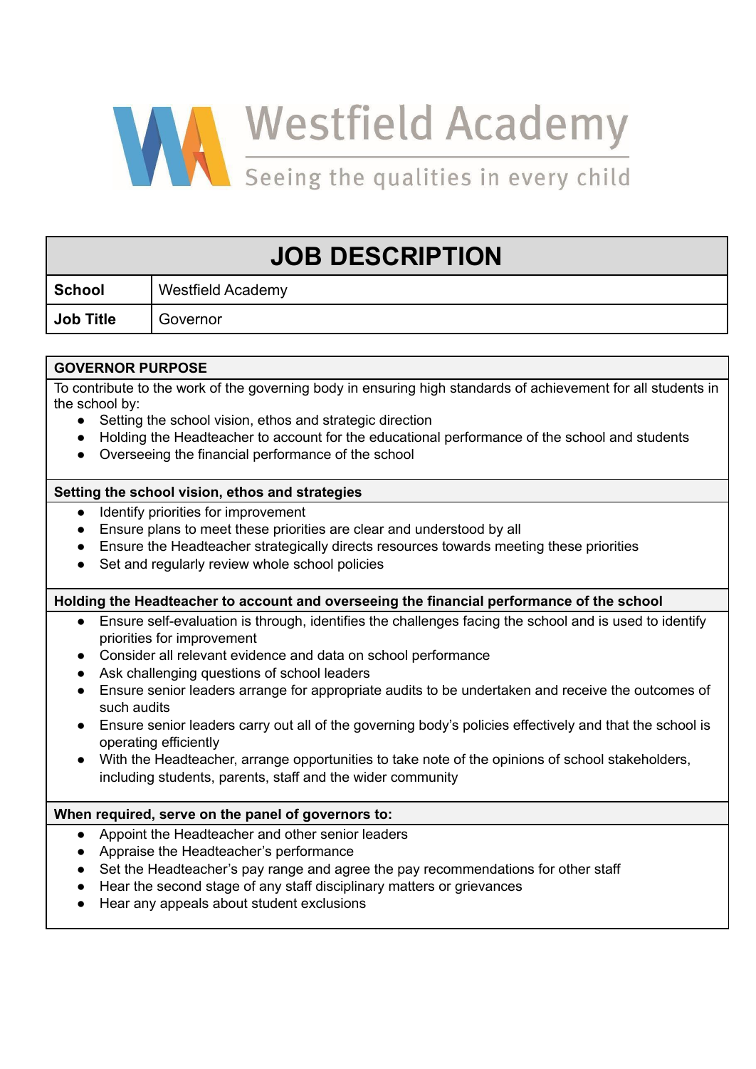Westfield Academy

Seeing the qualities in every child

# JOB DESCRIPTION

| | |
|---|---|
| **School** | Westfield Academy |
| **Job Title** | Governor |

**GOVERNOR PURPOSE**

To contribute to the work of the governing body in ensuring high standards of achievement for all students in the school by:

- Setting the school vision, ethos and strategic direction
- Holding the Headteacher to account for the educational performance of the school and students
- Overseeing the financial performance of the school

**Setting the school vision, ethos and strategies**

- Identify priorities for improvement
- Ensure plans to meet these priorities are clear and understood by all
- Ensure the Headteacher strategically directs resources towards meeting these priorities
- Set and regularly review whole school policies

**Holding the Headteacher to account and overseeing the financial performance of the school**

- Ensure self-evaluation is through, identifies the challenges facing the school and is used to identify priorities for improvement
- Consider all relevant evidence and data on school performance
- Ask challenging questions of school leaders
- Ensure senior leaders arrange for appropriate audits to be undertaken and receive the outcomes of such audits
- Ensure senior leaders carry out all of the governing body's policies effectively and that the school is operating efficiently
- With the Headteacher, arrange opportunities to take note of the opinions of school stakeholders, including students, parents, staff and the wider community

**When required, serve on the panel of governors to:**

- Appoint the Headteacher and other senior leaders
- Appraise the Headteacher's performance
- Set the Headteacher's pay range and agree the pay recommendations for other staff
- Hear the second stage of any staff disciplinary matters or grievances
- Hear any appeals about student exclusions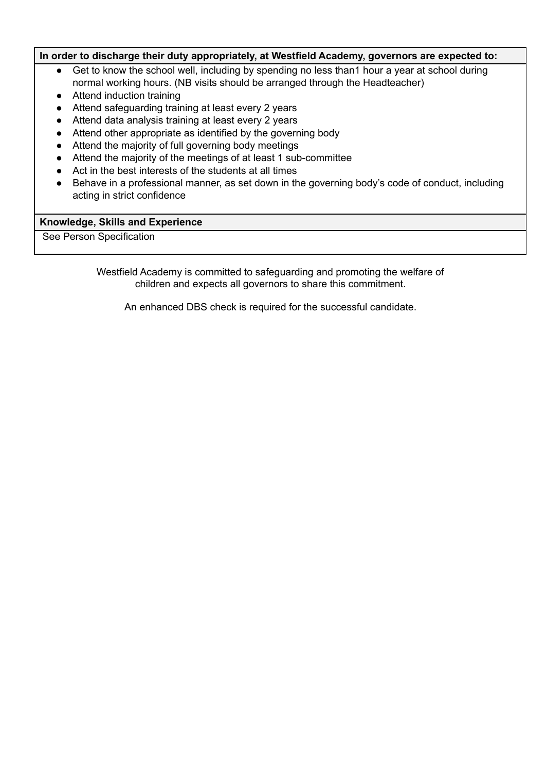| **In order to discharge their duty appropriately, at Westfield Academy, governors are expected to:** |
|---|
| • Get to know the school well, including by spending no less than1 hour a year at school during normal working hours. (NB visits should be arranged through the Headteacher)<br>• Attend induction training<br>• Attend safeguarding training at least every 2 years<br>• Attend data analysis training at least every 2 years<br>• Attend other appropriate as identified by the governing body<br>• Attend the majority of full governing body meetings<br>• Attend the majority of the meetings of at least 1 sub-committee<br>• Act in the best interests of the students at all times<br>• Behave in a professional manner, as set down in the governing body's code of conduct, including acting in strict confidence |
| **Knowledge, Skills and Experience** |
| See Person Specification |

Westfield Academy is committed to safeguarding and promoting the welfare of children and expects all governors to share this commitment.

An enhanced DBS check is required for the successful candidate.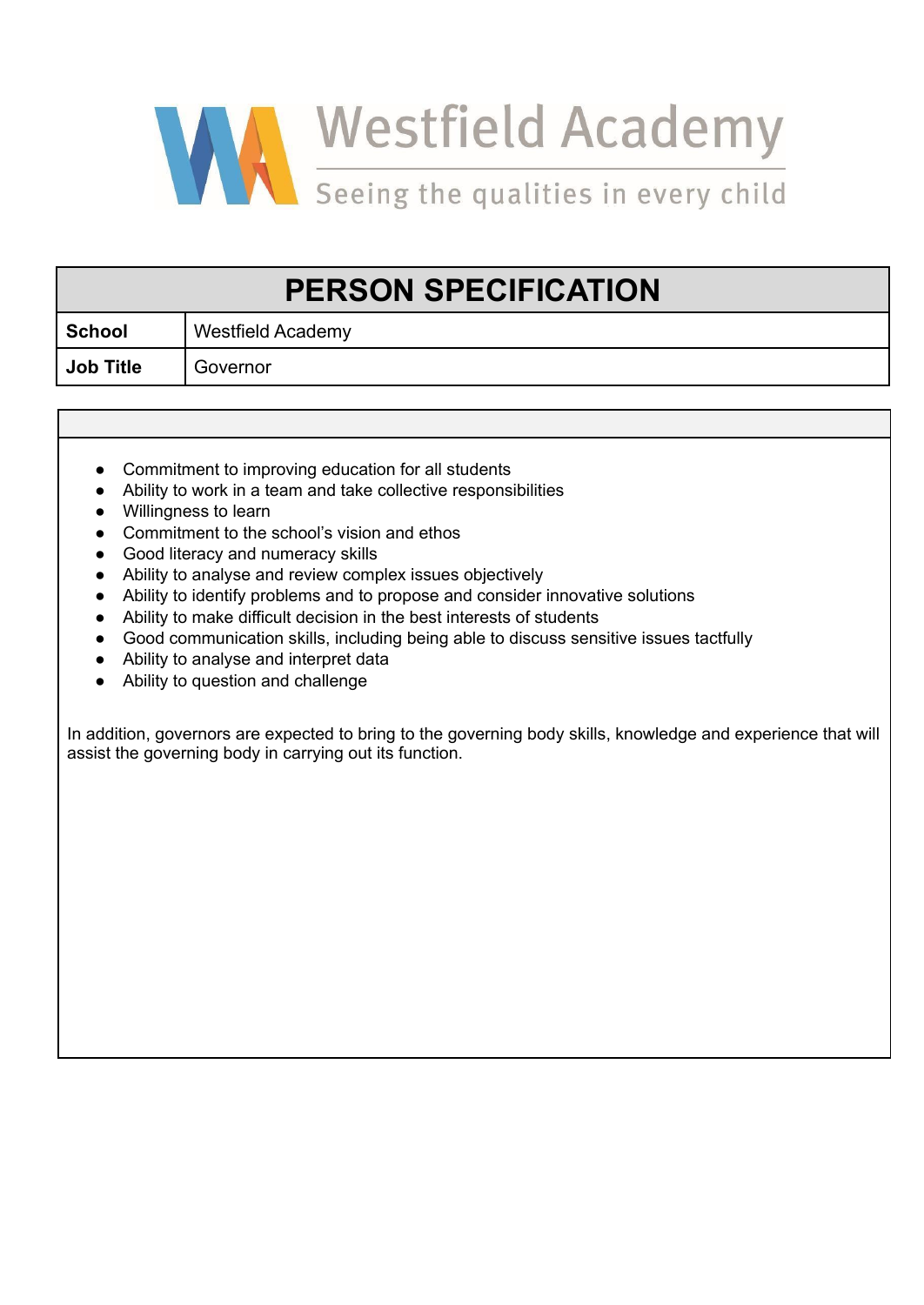Westfield Academy

Seeing the qualities in every child

| PERSON SPECIFICATION | |
|---|---|
| **School** | Westfield Academy |
| **Job Title** | Governor |

- Commitment to improving education for all students
- Ability to work in a team and take collective responsibilities
- Willingness to learn
- Commitment to the school's vision and ethos
- Good literacy and numeracy skills
- Ability to analyse and review complex issues objectively
- Ability to identify problems and to propose and consider innovative solutions
- Ability to make difficult decision in the best interests of students
- Good communication skills, including being able to discuss sensitive issues tactfully
- Ability to analyse and interpret data
- Ability to question and challenge

In addition, governors are expected to bring to the governing body skills, knowledge and experience that will assist the governing body in carrying out its function.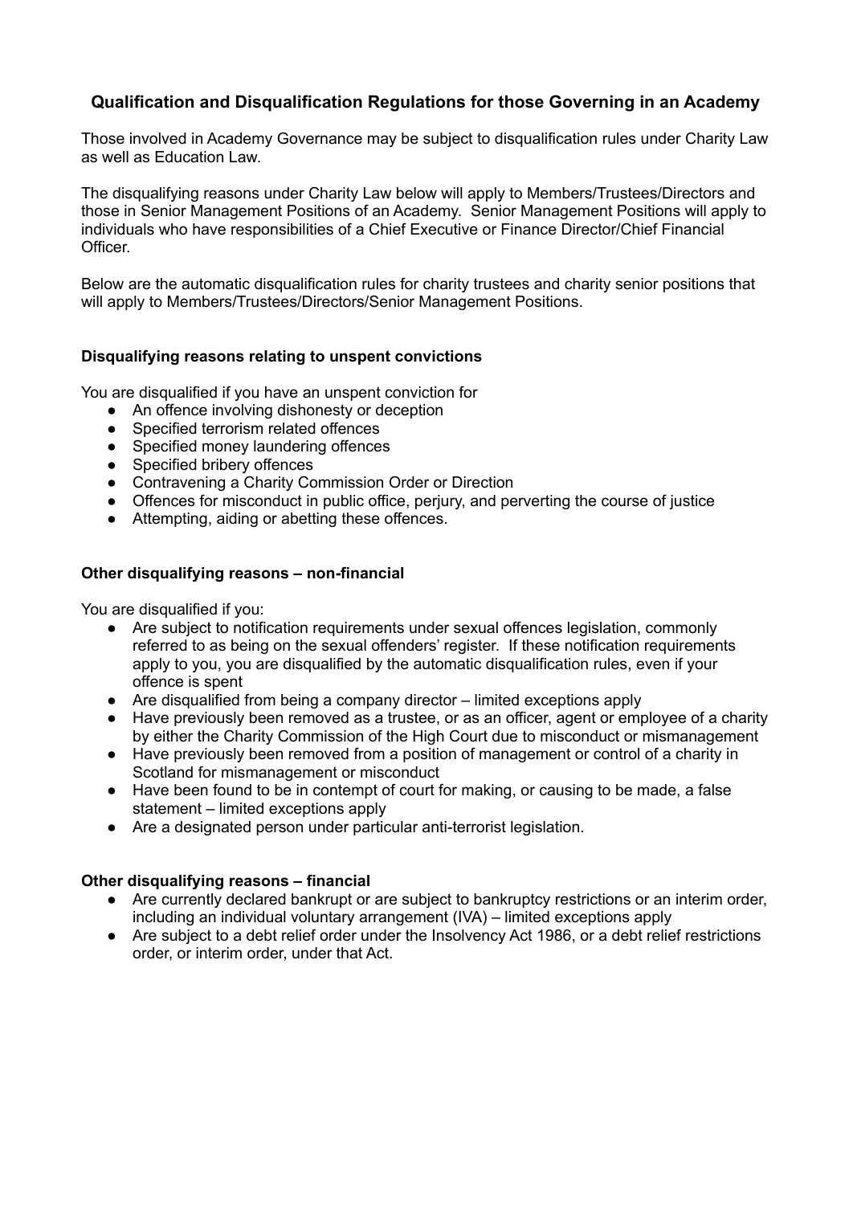## Qualification and Disqualification Regulations for those Governing in an Academy

Those involved in Academy Governance may be subject to disqualification rules under Charity Law as well as Education Law.

The disqualifying reasons under Charity Law below will apply to Members/Trustees/Directors and those in Senior Management Positions of an Academy. Senior Management Positions will apply to individuals who have responsibilities of a Chief Executive or Finance Director/Chief Financial Officer.

Below are the automatic disqualification rules for charity trustees and charity senior positions that will apply to Members/Trustees/Directors/Senior Management Positions.

### Disqualifying reasons relating to unspent convictions

You are disqualified if you have an unspent conviction for

- An offence involving dishonesty or deception
- Specified terrorism related offences
- Specified money laundering offences
- Specified bribery offences
- Contravening a Charity Commission Order or Direction
- Offences for misconduct in public office, perjury, and perverting the course of justice
- Attempting, aiding or abetting these offences.

### Other disqualifying reasons – non-financial

You are disqualified if you:

- Are subject to notification requirements under sexual offences legislation, commonly referred to as being on the sexual offenders' register. If these notification requirements apply to you, you are disqualified by the automatic disqualification rules, even if your offence is spent
- Are disqualified from being a company director – limited exceptions apply
- Have previously been removed as a trustee, or as an officer, agent or employee of a charity by either the Charity Commission of the High Court due to misconduct or mismanagement
- Have previously been removed from a position of management or control of a charity in Scotland for mismanagement or misconduct
- Have been found to be in contempt of court for making, or causing to be made, a false statement – limited exceptions apply
- Are a designated person under particular anti-terrorist legislation.

### Other disqualifying reasons – financial

- Are currently declared bankrupt or are subject to bankruptcy restrictions or an interim order, including an individual voluntary arrangement (IVA) – limited exceptions apply
- Are subject to a debt relief order under the Insolvency Act 1986, or a debt relief restrictions order, or interim order, under that Act.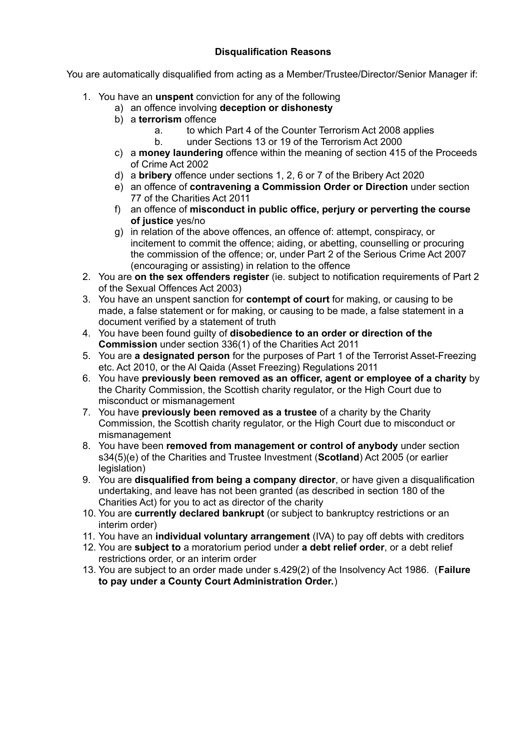**Disqualification Reasons**

You are automatically disqualified from acting as a Member/Trustee/Director/Senior Manager if:

1. You have an **unspent** conviction for any of the following
   a) an offence involving **deception or dishonesty**
   b) a **terrorism** offence
      a. to which Part 4 of the Counter Terrorism Act 2008 applies
      b. under Sections 13 or 19 of the Terrorism Act 2000
   c) a **money laundering** offence within the meaning of section 415 of the Proceeds of Crime Act 2002
   d) a **bribery** offence under sections 1, 2, 6 or 7 of the Bribery Act 2020
   e) an offence of **contravening a Commission Order or Direction** under section 77 of the Charities Act 2011
   f) an offence of **misconduct in public office, perjury or perverting the course of justice** yes/no
   g) in relation of the above offences, an offence of: attempt, conspiracy, or incitement to commit the offence; aiding, or abetting, counselling or procuring the commission of the offence; or, under Part 2 of the Serious Crime Act 2007 (encouraging or assisting) in relation to the offence
2. You are **on the sex offenders register** (ie. subject to notification requirements of Part 2 of the Sexual Offences Act 2003)
3. You have an unspent sanction for **contempt of court** for making, or causing to be made, a false statement or for making, or causing to be made, a false statement in a document verified by a statement of truth
4. You have been found guilty of **disobedience to an order or direction of the Commission** under section 336(1) of the Charities Act 2011
5. You are **a designated person** for the purposes of Part 1 of the Terrorist Asset-Freezing etc. Act 2010, or the Al Qaida (Asset Freezing) Regulations 2011
6. You have **previously been removed as an officer, agent or employee of a charity** by the Charity Commission, the Scottish charity regulator, or the High Court due to misconduct or mismanagement
7. You have **previously been removed as a trustee** of a charity by the Charity Commission, the Scottish charity regulator, or the High Court due to misconduct or mismanagement
8. You have been **removed from management or control of anybody** under section s34(5)(e) of the Charities and Trustee Investment (**Scotland**) Act 2005 (or earlier legislation)
9. You are **disqualified from being a company director**, or have given a disqualification undertaking, and leave has not been granted (as described in section 180 of the Charities Act) for you to act as director of the charity
10. You are **currently declared bankrupt** (or subject to bankruptcy restrictions or an interim order)
11. You have an **individual voluntary arrangement** (IVA) to pay off debts with creditors
12. You are **subject to** a moratorium period under **a debt relief order**, or a debt relief restrictions order, or an interim order
13. You are subject to an order made under s.429(2) of the Insolvency Act 1986. (**Failure to pay under a County Court Administration Order.**)